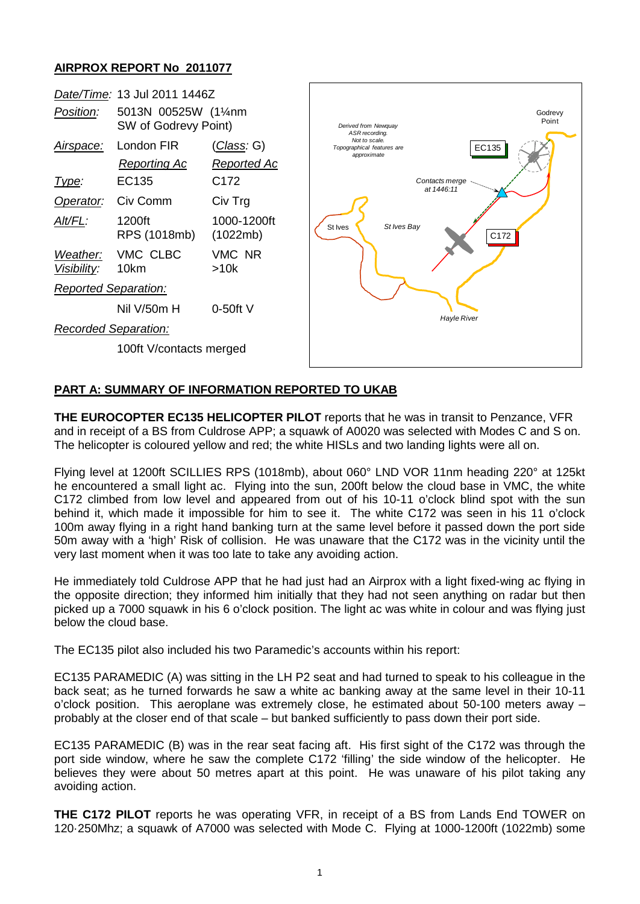# AIRPROX REPORT No 2011077

| *Date/Time:* | 13 Jul 2011 1446Z | |
|---|---|---|
| *Position:* | 5013N 00525W (1¼nm SW of Godrevy Point) | |
| *Airspace:* | London FIR | (*Class*: G) |
| | *Reporting Ac* | *Reported Ac* |
| *Type:* | EC135 | C172 |
| *Operator:* | Civ Comm | Civ Trg |
| *Alt/FL:* | 1200ft RPS (1018mb) | 1000-1200ft (1022mb) |
| *Weather:* | VMC CLBC | VMC NR |
| *Visibility:* | 10km | >10k |
| *Reported Separation:* | | |
| | Nil V/50m H | 0-50ft V |
| *Recorded Separation:* | | |
| | 100ft V/contacts merged | |

Derived from Newquay ASR recording. Not to scale. Topographical features are approximate

Godrevy Point — EC135 — Contacts merge at 1446:11 — St Ives — St Ives Bay — C172 — Hayle River

## PART A: SUMMARY OF INFORMATION REPORTED TO UKAB

**THE EUROCOPTER EC135 HELICOPTER PILOT** reports that he was in transit to Penzance, VFR and in receipt of a BS from Culdrose APP; a squawk of A0020 was selected with Modes C and S on. The helicopter is coloured yellow and red; the white HISLs and two landing lights were all on.

Flying level at 1200ft SCILLIES RPS (1018mb), about 060° LND VOR 11nm heading 220° at 125kt he encountered a small light ac. Flying into the sun, 200ft below the cloud base in VMC, the white C172 climbed from low level and appeared from out of his 10-11 o'clock blind spot with the sun behind it, which made it impossible for him to see it. The white C172 was seen in his 11 o'clock 100m away flying in a right hand banking turn at the same level before it passed down the port side 50m away with a 'high' Risk of collision. He was unaware that the C172 was in the vicinity until the very last moment when it was too late to take any avoiding action.

He immediately told Culdrose APP that he had just had an Airprox with a light fixed-wing ac flying in the opposite direction; they informed him initially that they had not seen anything on radar but then picked up a 7000 squawk in his 6 o'clock position. The light ac was white in colour and was flying just below the cloud base.

The EC135 pilot also included his two Paramedic's accounts within his report:

EC135 PARAMEDIC (A) was sitting in the LH P2 seat and had turned to speak to his colleague in the back seat; as he turned forwards he saw a white ac banking away at the same level in their 10-11 o'clock position. This aeroplane was extremely close, he estimated about 50-100 meters away – probably at the closer end of that scale – but banked sufficiently to pass down their port side.

EC135 PARAMEDIC (B) was in the rear seat facing aft. His first sight of the C172 was through the port side window, where he saw the complete C172 'filling' the side window of the helicopter. He believes they were about 50 metres apart at this point. He was unaware of his pilot taking any avoiding action.

**THE C172 PILOT** reports he was operating VFR, in receipt of a BS from Lands End TOWER on 120·250Mhz; a squawk of A7000 was selected with Mode C. Flying at 1000-1200ft (1022mb) some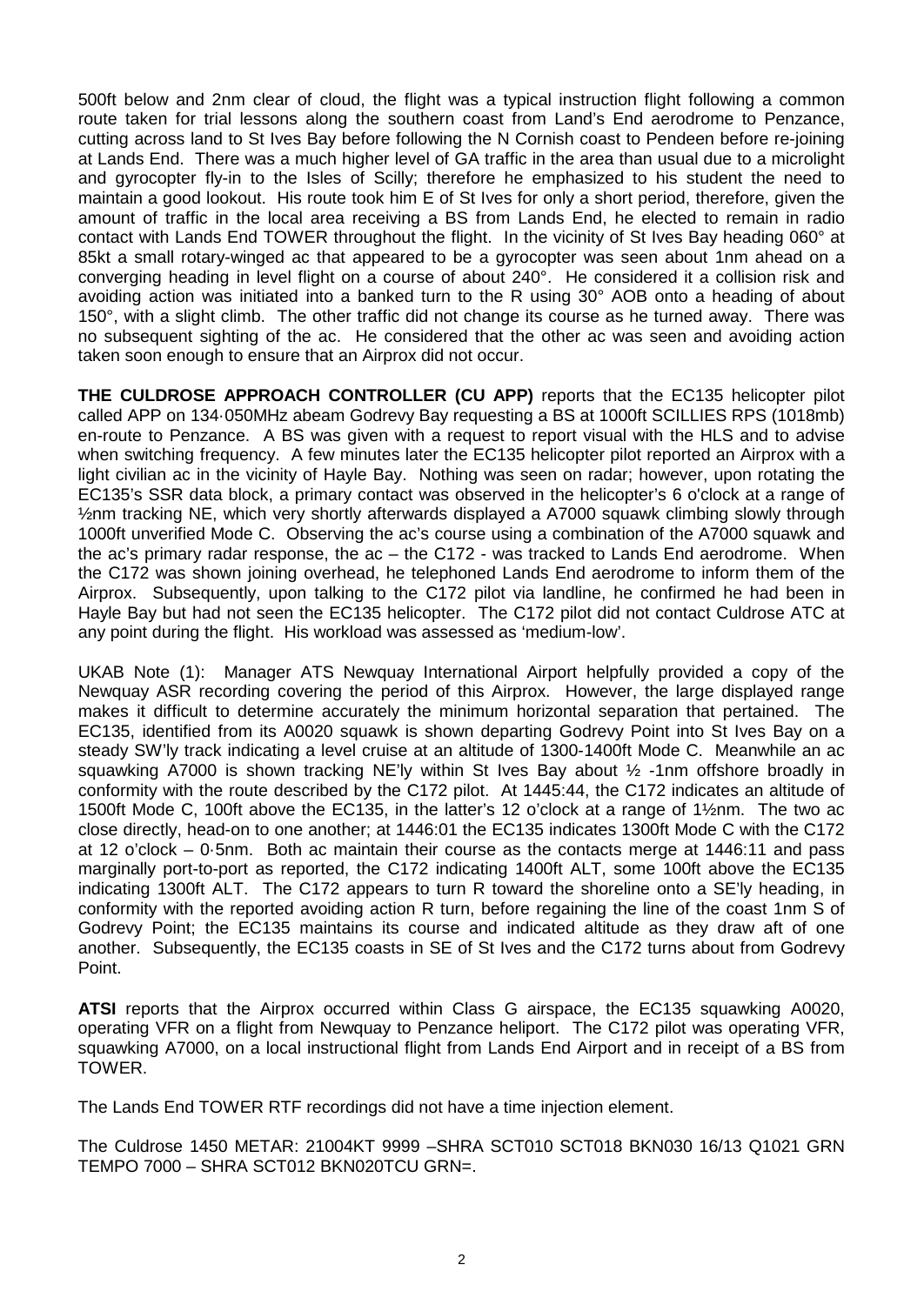500ft below and 2nm clear of cloud, the flight was a typical instruction flight following a common route taken for trial lessons along the southern coast from Land's End aerodrome to Penzance, cutting across land to St Ives Bay before following the N Cornish coast to Pendeen before re-joining at Lands End. There was a much higher level of GA traffic in the area than usual due to a microlight and gyrocopter fly-in to the Isles of Scilly; therefore he emphasized to his student the need to maintain a good lookout. His route took him E of St Ives for only a short period, therefore, given the amount of traffic in the local area receiving a BS from Lands End, he elected to remain in radio contact with Lands End TOWER throughout the flight. In the vicinity of St Ives Bay heading 060° at 85kt a small rotary-winged ac that appeared to be a gyrocopter was seen about 1nm ahead on a converging heading in level flight on a course of about 240°. He considered it a collision risk and avoiding action was initiated into a banked turn to the R using 30° AOB onto a heading of about 150°, with a slight climb. The other traffic did not change its course as he turned away. There was no subsequent sighting of the ac. He considered that the other ac was seen and avoiding action taken soon enough to ensure that an Airprox did not occur.

**THE CULDROSE APPROACH CONTROLLER (CU APP)** reports that the EC135 helicopter pilot called APP on 134·050MHz abeam Godrevy Bay requesting a BS at 1000ft SCILLIES RPS (1018mb) en-route to Penzance. A BS was given with a request to report visual with the HLS and to advise when switching frequency. A few minutes later the EC135 helicopter pilot reported an Airprox with a light civilian ac in the vicinity of Hayle Bay. Nothing was seen on radar; however, upon rotating the EC135's SSR data block, a primary contact was observed in the helicopter's 6 o'clock at a range of ½nm tracking NE, which very shortly afterwards displayed a A7000 squawk climbing slowly through 1000ft unverified Mode C. Observing the ac's course using a combination of the A7000 squawk and the ac's primary radar response, the ac – the C172 - was tracked to Lands End aerodrome. When the C172 was shown joining overhead, he telephoned Lands End aerodrome to inform them of the Airprox. Subsequently, upon talking to the C172 pilot via landline, he confirmed he had been in Hayle Bay but had not seen the EC135 helicopter. The C172 pilot did not contact Culdrose ATC at any point during the flight. His workload was assessed as 'medium-low'.

UKAB Note (1): Manager ATS Newquay International Airport helpfully provided a copy of the Newquay ASR recording covering the period of this Airprox. However, the large displayed range makes it difficult to determine accurately the minimum horizontal separation that pertained. The EC135, identified from its A0020 squawk is shown departing Godrevy Point into St Ives Bay on a steady SW'ly track indicating a level cruise at an altitude of 1300-1400ft Mode C. Meanwhile an ac squawking A7000 is shown tracking NE'ly within St Ives Bay about ½ -1nm offshore broadly in conformity with the route described by the C172 pilot. At 1445:44, the C172 indicates an altitude of 1500ft Mode C, 100ft above the EC135, in the latter's 12 o'clock at a range of 1½nm. The two ac close directly, head-on to one another; at 1446:01 the EC135 indicates 1300ft Mode C with the C172 at 12 o'clock – 0·5nm. Both ac maintain their course as the contacts merge at 1446:11 and pass marginally port-to-port as reported, the C172 indicating 1400ft ALT, some 100ft above the EC135 indicating 1300ft ALT. The C172 appears to turn R toward the shoreline onto a SE'ly heading, in conformity with the reported avoiding action R turn, before regaining the line of the coast 1nm S of Godrevy Point; the EC135 maintains its course and indicated altitude as they draw aft of one another. Subsequently, the EC135 coasts in SE of St Ives and the C172 turns about from Godrevy Point.

**ATSI** reports that the Airprox occurred within Class G airspace, the EC135 squawking A0020, operating VFR on a flight from Newquay to Penzance heliport. The C172 pilot was operating VFR, squawking A7000, on a local instructional flight from Lands End Airport and in receipt of a BS from TOWER.

The Lands End TOWER RTF recordings did not have a time injection element.

The Culdrose 1450 METAR: 21004KT 9999 –SHRA SCT010 SCT018 BKN030 16/13 Q1021 GRN TEMPO 7000 – SHRA SCT012 BKN020TCU GRN=.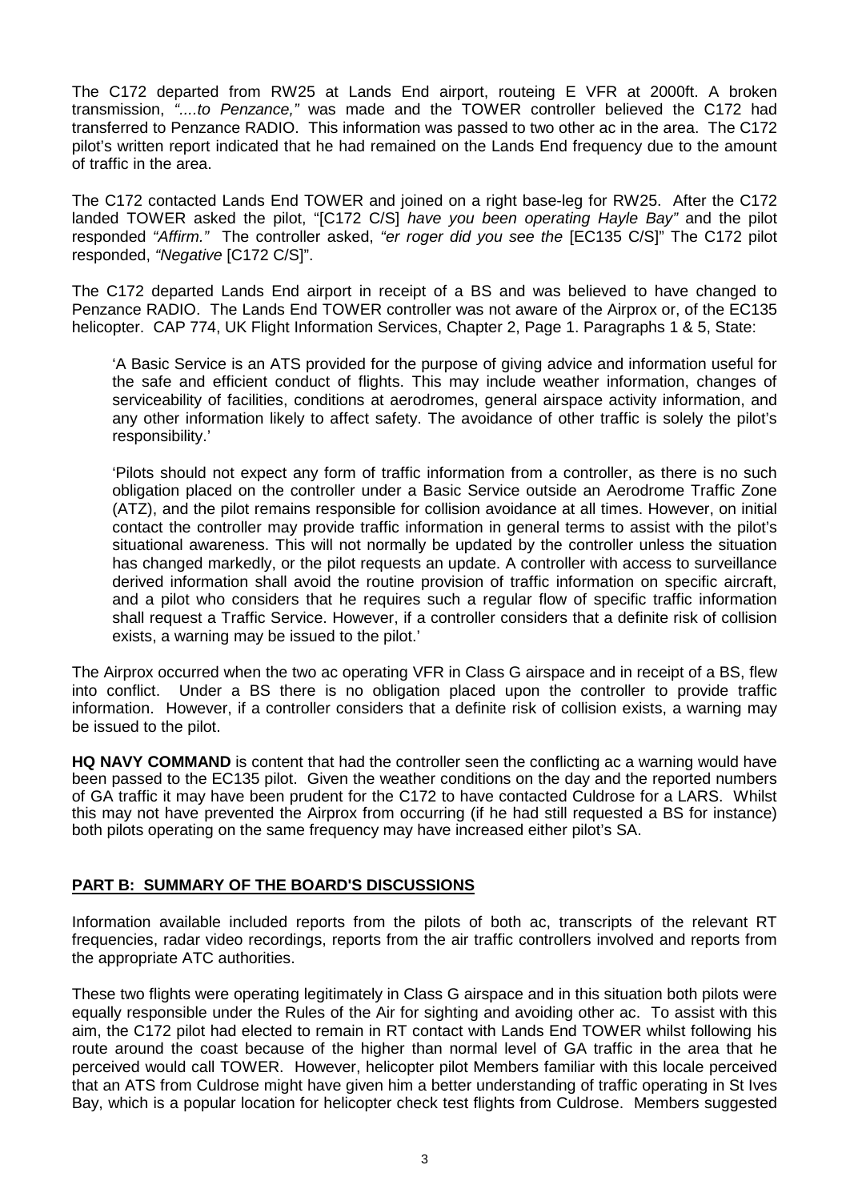The C172 departed from RW25 at Lands End airport, routeing E VFR at 2000ft. A broken transmission, *"....to Penzance,"* was made and the TOWER controller believed the C172 had transferred to Penzance RADIO. This information was passed to two other ac in the area. The C172 pilot's written report indicated that he had remained on the Lands End frequency due to the amount of traffic in the area.

The C172 contacted Lands End TOWER and joined on a right base-leg for RW25. After the C172 landed TOWER asked the pilot, "[C172 C/S] *have you been operating Hayle Bay"* and the pilot responded *"Affirm."* The controller asked, *"er roger did you see the* [EC135 C/S]" The C172 pilot responded, *"Negative* [C172 C/S]".

The C172 departed Lands End airport in receipt of a BS and was believed to have changed to Penzance RADIO. The Lands End TOWER controller was not aware of the Airprox or, of the EC135 helicopter. CAP 774, UK Flight Information Services, Chapter 2, Page 1. Paragraphs 1 & 5, State:

> 'A Basic Service is an ATS provided for the purpose of giving advice and information useful for the safe and efficient conduct of flights. This may include weather information, changes of serviceability of facilities, conditions at aerodromes, general airspace activity information, and any other information likely to affect safety. The avoidance of other traffic is solely the pilot's responsibility.'
>
> 'Pilots should not expect any form of traffic information from a controller, as there is no such obligation placed on the controller under a Basic Service outside an Aerodrome Traffic Zone (ATZ), and the pilot remains responsible for collision avoidance at all times. However, on initial contact the controller may provide traffic information in general terms to assist with the pilot's situational awareness. This will not normally be updated by the controller unless the situation has changed markedly, or the pilot requests an update. A controller with access to surveillance derived information shall avoid the routine provision of traffic information on specific aircraft, and a pilot who considers that he requires such a regular flow of specific traffic information shall request a Traffic Service. However, if a controller considers that a definite risk of collision exists, a warning may be issued to the pilot.'

The Airprox occurred when the two ac operating VFR in Class G airspace and in receipt of a BS, flew into conflict. Under a BS there is no obligation placed upon the controller to provide traffic information. However, if a controller considers that a definite risk of collision exists, a warning may be issued to the pilot.

**HQ NAVY COMMAND** is content that had the controller seen the conflicting ac a warning would have been passed to the EC135 pilot. Given the weather conditions on the day and the reported numbers of GA traffic it may have been prudent for the C172 to have contacted Culdrose for a LARS. Whilst this may not have prevented the Airprox from occurring (if he had still requested a BS for instance) both pilots operating on the same frequency may have increased either pilot's SA.

## PART B: SUMMARY OF THE BOARD'S DISCUSSIONS

Information available included reports from the pilots of both ac, transcripts of the relevant RT frequencies, radar video recordings, reports from the air traffic controllers involved and reports from the appropriate ATC authorities.

These two flights were operating legitimately in Class G airspace and in this situation both pilots were equally responsible under the Rules of the Air for sighting and avoiding other ac. To assist with this aim, the C172 pilot had elected to remain in RT contact with Lands End TOWER whilst following his route around the coast because of the higher than normal level of GA traffic in the area that he perceived would call TOWER. However, helicopter pilot Members familiar with this locale perceived that an ATS from Culdrose might have given him a better understanding of traffic operating in St Ives Bay, which is a popular location for helicopter check test flights from Culdrose. Members suggested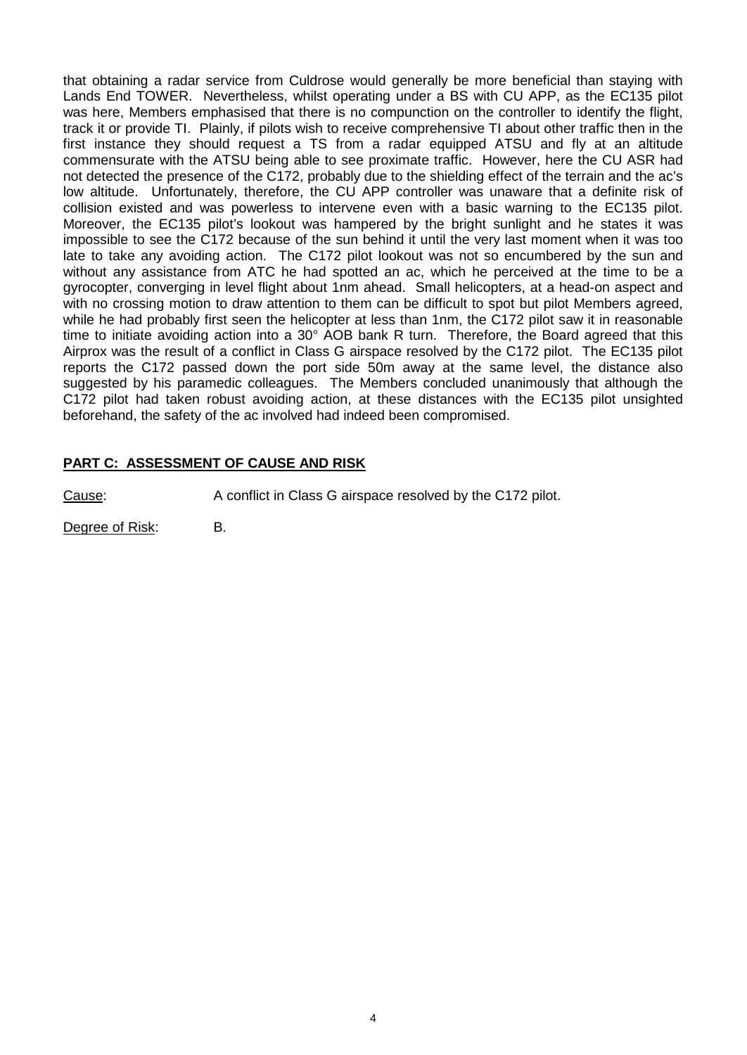that obtaining a radar service from Culdrose would generally be more beneficial than staying with Lands End TOWER. Nevertheless, whilst operating under a BS with CU APP, as the EC135 pilot was here, Members emphasised that there is no compunction on the controller to identify the flight, track it or provide TI. Plainly, if pilots wish to receive comprehensive TI about other traffic then in the first instance they should request a TS from a radar equipped ATSU and fly at an altitude commensurate with the ATSU being able to see proximate traffic. However, here the CU ASR had not detected the presence of the C172, probably due to the shielding effect of the terrain and the ac's low altitude. Unfortunately, therefore, the CU APP controller was unaware that a definite risk of collision existed and was powerless to intervene even with a basic warning to the EC135 pilot. Moreover, the EC135 pilot's lookout was hampered by the bright sunlight and he states it was impossible to see the C172 because of the sun behind it until the very last moment when it was too late to take any avoiding action. The C172 pilot lookout was not so encumbered by the sun and without any assistance from ATC he had spotted an ac, which he perceived at the time to be a gyrocopter, converging in level flight about 1nm ahead. Small helicopters, at a head-on aspect and with no crossing motion to draw attention to them can be difficult to spot but pilot Members agreed, while he had probably first seen the helicopter at less than 1nm, the C172 pilot saw it in reasonable time to initiate avoiding action into a 30° AOB bank R turn. Therefore, the Board agreed that this Airprox was the result of a conflict in Class G airspace resolved by the C172 pilot. The EC135 pilot reports the C172 passed down the port side 50m away at the same level, the distance also suggested by his paramedic colleagues. The Members concluded unanimously that although the C172 pilot had taken robust avoiding action, at these distances with the EC135 pilot unsighted beforehand, the safety of the ac involved had indeed been compromised.

## PART C: ASSESSMENT OF CAUSE AND RISK

Cause: A conflict in Class G airspace resolved by the C172 pilot.

Degree of Risk: B.